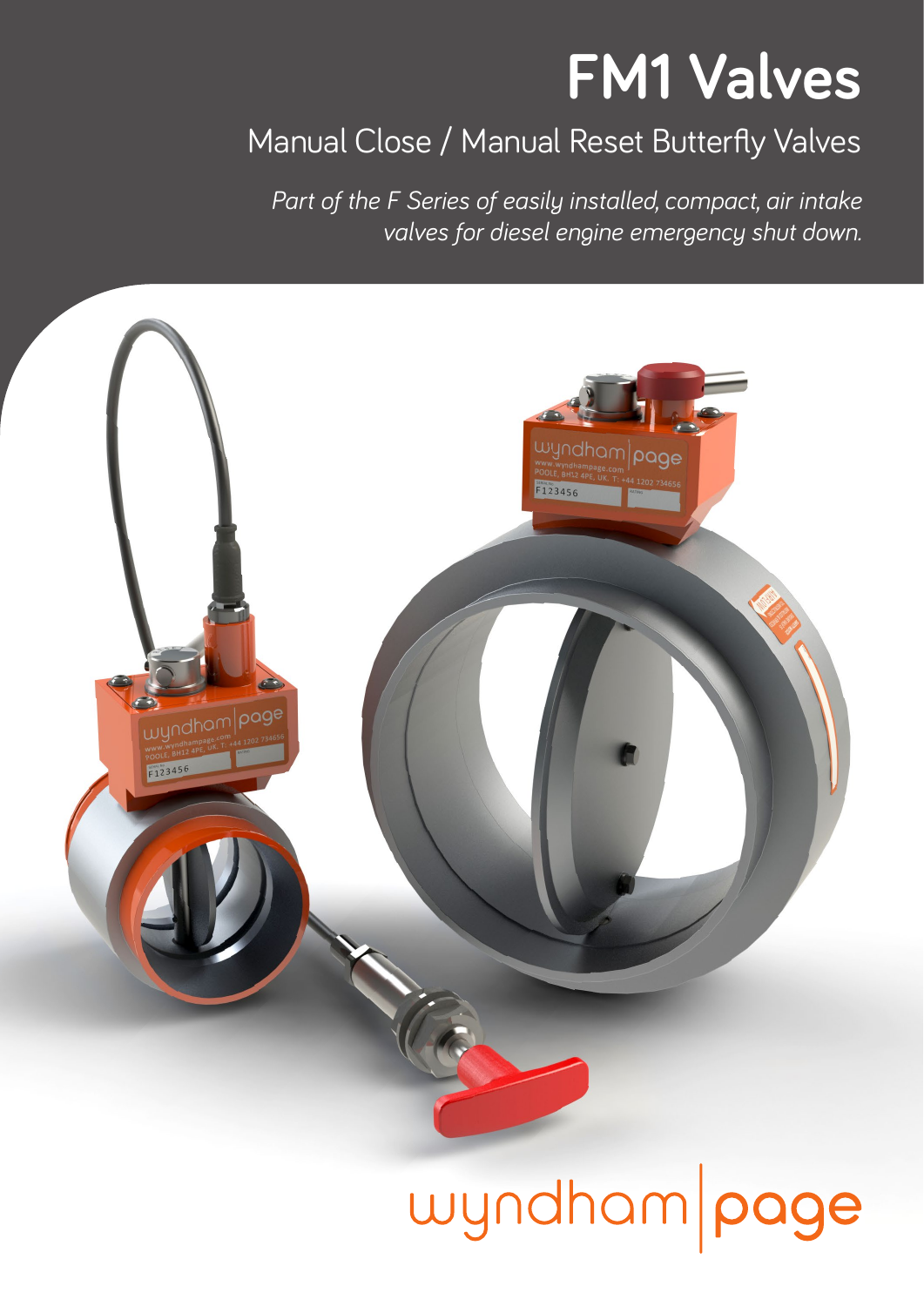# FM1 Valves

## Manual Close / Manual Reset Butterfly Valves

*Part of the F Series of easily installed, compact, air intake valves for diesel engine emergency shut down.*

wyndham|page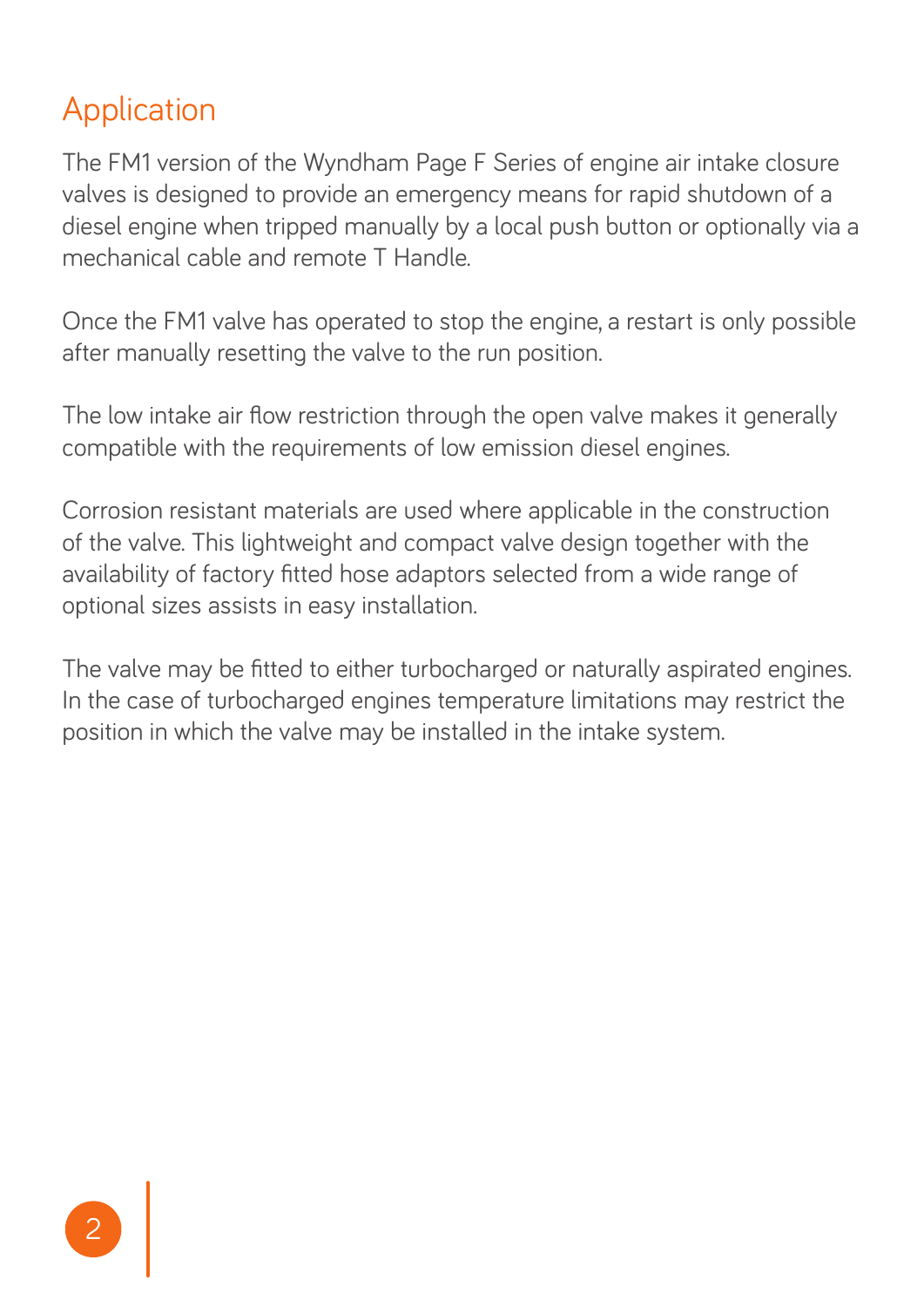## Application

The FM1 version of the Wyndham Page F Series of engine air intake closure valves is designed to provide an emergency means for rapid shutdown of a diesel engine when tripped manually by a local push button or optionally via a mechanical cable and remote T Handle.

Once the FM1 valve has operated to stop the engine, a restart is only possible after manually resetting the valve to the run position.

The low intake air flow restriction through the open valve makes it generally compatible with the requirements of low emission diesel engines.

Corrosion resistant materials are used where applicable in the construction of the valve. This lightweight and compact valve design together with the availability of factory fitted hose adaptors selected from a wide range of optional sizes assists in easy installation.

The valve may be fitted to either turbocharged or naturally aspirated engines. In the case of turbocharged engines temperature limitations may restrict the position in which the valve may be installed in the intake system.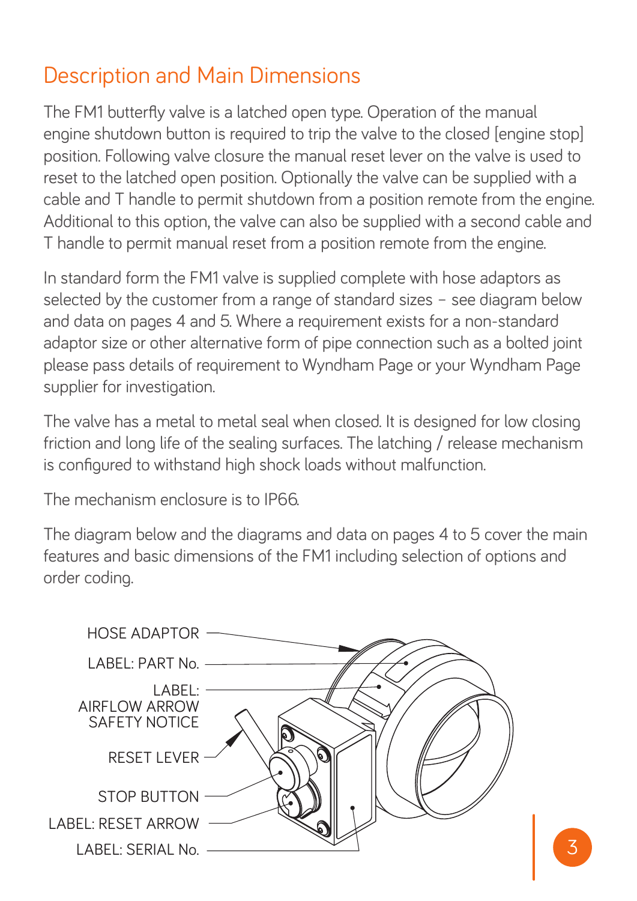## Description and Main Dimensions

The FM1 butterfly valve is a latched open type. Operation of the manual engine shutdown button is required to trip the valve to the closed [engine stop] position. Following valve closure the manual reset lever on the valve is used to reset to the latched open position. Optionally the valve can be supplied with a cable and T handle to permit shutdown from a position remote from the engine. Additional to this option, the valve can also be supplied with a second cable and T handle to permit manual reset from a position remote from the engine.

In standard form the FM1 valve is supplied complete with hose adaptors as selected by the customer from a range of standard sizes – see diagram below and data on pages 4 and 5. Where a requirement exists for a non-standard adaptor size or other alternative form of pipe connection such as a bolted joint please pass details of requirement to Wyndham Page or your Wyndham Page supplier for investigation.

The valve has a metal to metal seal when closed. It is designed for low closing friction and long life of the sealing surfaces. The latching / release mechanism is configured to withstand high shock loads without malfunction.

The mechanism enclosure is to IP66.

The diagram below and the diagrams and data on pages 4 to 5 cover the main features and basic dimensions of the FM1 including selection of options and order coding.

HOSE ADAPTOR

LABEL: PART No.

LABEL: AIRFLOW ARROW SAFETY NOTICE

RESET LEVER

STOP BUTTON

LABEL: RESET ARROW

LABEL: SERIAL No.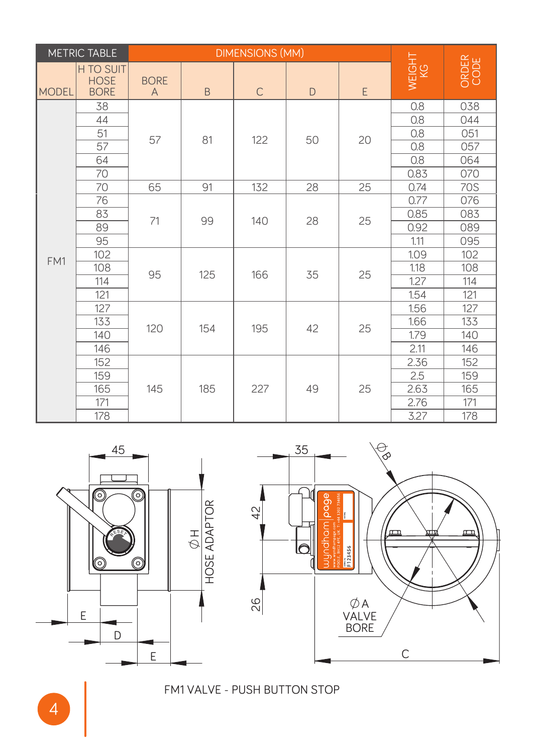| METRIC TABLE | | DIMENSIONS (MM) | | | | | WEIGHT KG | ORDER CODE |
|---|---|---|---|---|---|---|---|---|
| MODEL | H TO SUIT HOSE BORE | BORE A | B | C | D | E | | |
| FM1 | 38 | 57 | 81 | 122 | 50 | 20 | 0.8 | 038 |
| | 44 | | | | | | 0.8 | 044 |
| | 51 | | | | | | 0.8 | 051 |
| | 57 | | | | | | 0.8 | 057 |
| | 64 | | | | | | 0.8 | 064 |
| | 70 | | | | | | 0.83 | 070 |
| | 70 | 65 | 91 | 132 | 28 | 25 | 0.74 | 70S |
| | 76 | 71 | 99 | 140 | 28 | 25 | 0.77 | 076 |
| | 83 | | | | | | 0.85 | 083 |
| | 89 | | | | | | 0.92 | 089 |
| | 95 | | | | | | 1.11 | 095 |
| | 102 | 95 | 125 | 166 | 35 | 25 | 1.09 | 102 |
| | 108 | | | | | | 1.18 | 108 |
| | 114 | | | | | | 1.27 | 114 |
| | 121 | | | | | | 1.54 | 121 |
| | 127 | 120 | 154 | 195 | 42 | 25 | 1.56 | 127 |
| | 133 | | | | | | 1.66 | 133 |
| | 140 | | | | | | 1.79 | 140 |
| | 146 | | | | | | 2.11 | 146 |
| | 152 | 145 | 185 | 227 | 49 | 25 | 2.36 | 152 |
| | 159 | | | | | | 2.5 | 159 |
| | 165 | | | | | | 2.63 | 165 |
| | 171 | | | | | | 2.76 | 171 |
| | 178 | | | | | | 3.27 | 178 |

45

ØH HOSE ADAPTOR

E

D

E

35

ØB

42

26

ØA VALVE BORE

C

FM1 VALVE - PUSH BUTTON STOP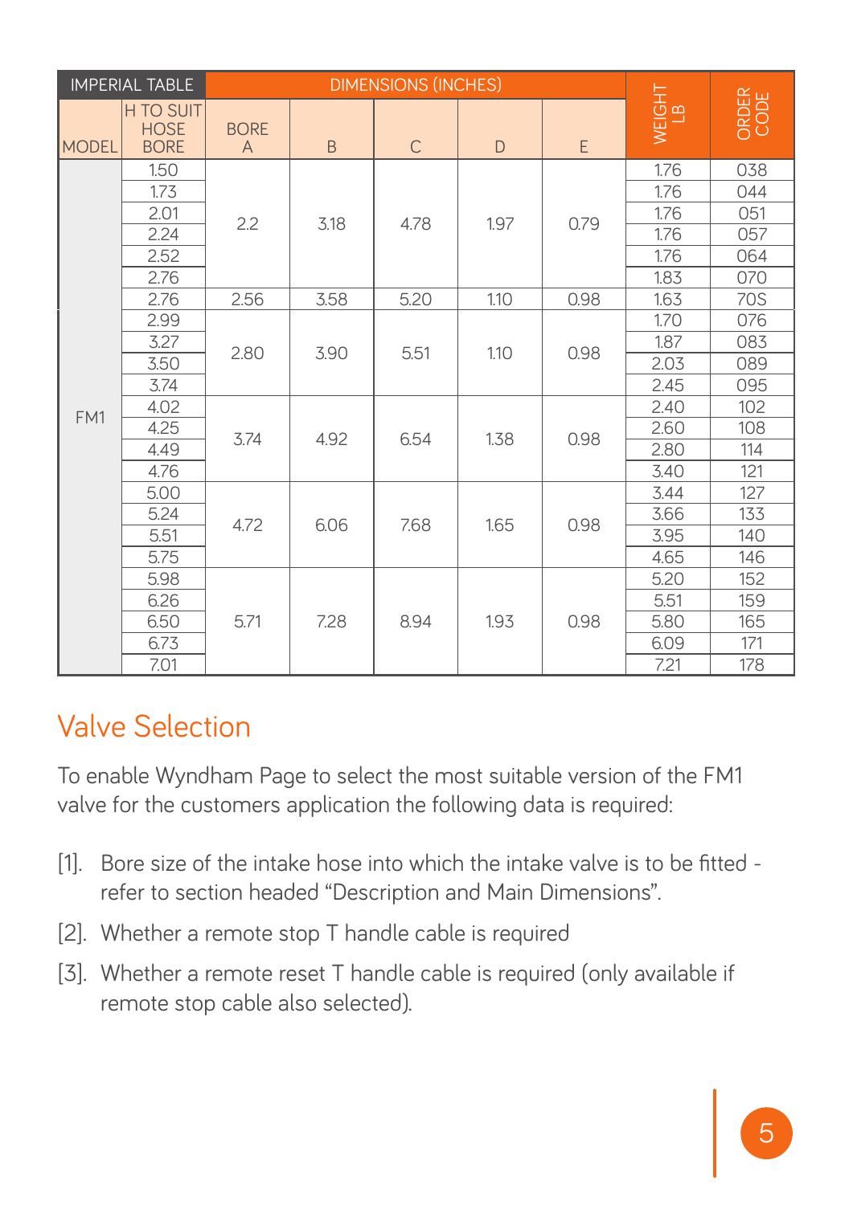| IMPERIAL TABLE | | DIMENSIONS (INCHES) | | | | | WEIGHT LB | ORDER CODE |
|---|---|---|---|---|---|---|---|---|
| MODEL | H TO SUIT HOSE BORE | BORE A | B | C | D | E | | |
| FM1 | 1.50 | 2.2 | 3.18 | 4.78 | 1.97 | 0.79 | 1.76 | 038 |
| | 1.73 | | | | | | 1.76 | 044 |
| | 2.01 | | | | | | 1.76 | 051 |
| | 2.24 | | | | | | 1.76 | 057 |
| | 2.52 | | | | | | 1.76 | 064 |
| | 2.76 | | | | | | 1.83 | 070 |
| | 2.76 | 2.56 | 3.58 | 5.20 | 1.10 | 0.98 | 1.63 | 70S |
| | 2.99 | 2.80 | 3.90 | 5.51 | 1.10 | 0.98 | 1.70 | 076 |
| | 3.27 | | | | | | 1.87 | 083 |
| | 3.50 | | | | | | 2.03 | 089 |
| | 3.74 | | | | | | 2.45 | 095 |
| | 4.02 | 3.74 | 4.92 | 6.54 | 1.38 | 0.98 | 2.40 | 102 |
| | 4.25 | | | | | | 2.60 | 108 |
| | 4.49 | | | | | | 2.80 | 114 |
| | 4.76 | | | | | | 3.40 | 121 |
| | 5.00 | 4.72 | 6.06 | 7.68 | 1.65 | 0.98 | 3.44 | 127 |
| | 5.24 | | | | | | 3.66 | 133 |
| | 5.51 | | | | | | 3.95 | 140 |
| | 5.75 | | | | | | 4.65 | 146 |
| | 5.98 | 5.71 | 7.28 | 8.94 | 1.93 | 0.98 | 5.20 | 152 |
| | 6.26 | | | | | | 5.51 | 159 |
| | 6.50 | | | | | | 5.80 | 165 |
| | 6.73 | | | | | | 6.09 | 171 |
| | 7.01 | | | | | | 7.21 | 178 |

## Valve Selection

To enable Wyndham Page to select the most suitable version of the FM1 valve for the customers application the following data is required:

[1]. Bore size of the intake hose into which the intake valve is to be fitted - refer to section headed "Description and Main Dimensions".

[2]. Whether a remote stop T handle cable is required

[3]. Whether a remote reset T handle cable is required (only available if remote stop cable also selected).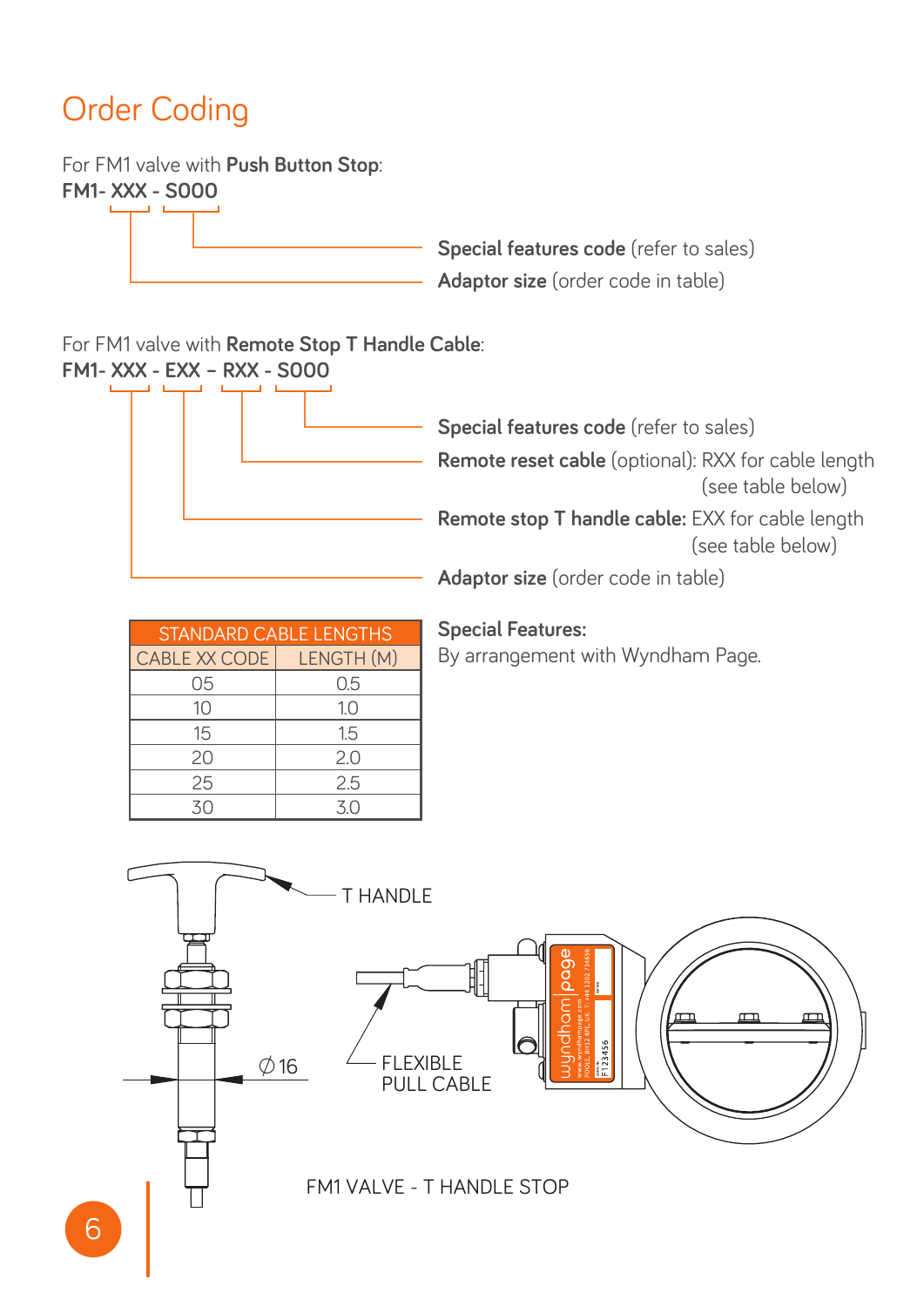# Order Coding

For FM1 valve with **Push Button Stop**:

**FM1- XXX - S000**

- **Special features code** (refer to sales)
- **Adaptor size** (order code in table)

For FM1 valve with **Remote Stop T Handle Cable**:

**FM1- XXX - EXX – RXX - S000**

- **Special features code** (refer to sales)
- **Remote reset cable** (optional): RXX for cable length (see table below)
- **Remote stop T handle cable:** EXX for cable length (see table below)
- **Adaptor size** (order code in table)

| STANDARD CABLE LENGTHS | |
|---|---|
| CABLE XX CODE | LENGTH (M) |
| 05 | 0.5 |
| 10 | 1.0 |
| 15 | 1.5 |
| 20 | 2.0 |
| 25 | 2.5 |
| 30 | 3.0 |

**Special Features:**
By arrangement with Wyndham Page.

T HANDLE

∅16

FLEXIBLE PULL CABLE

FM1 VALVE - T HANDLE STOP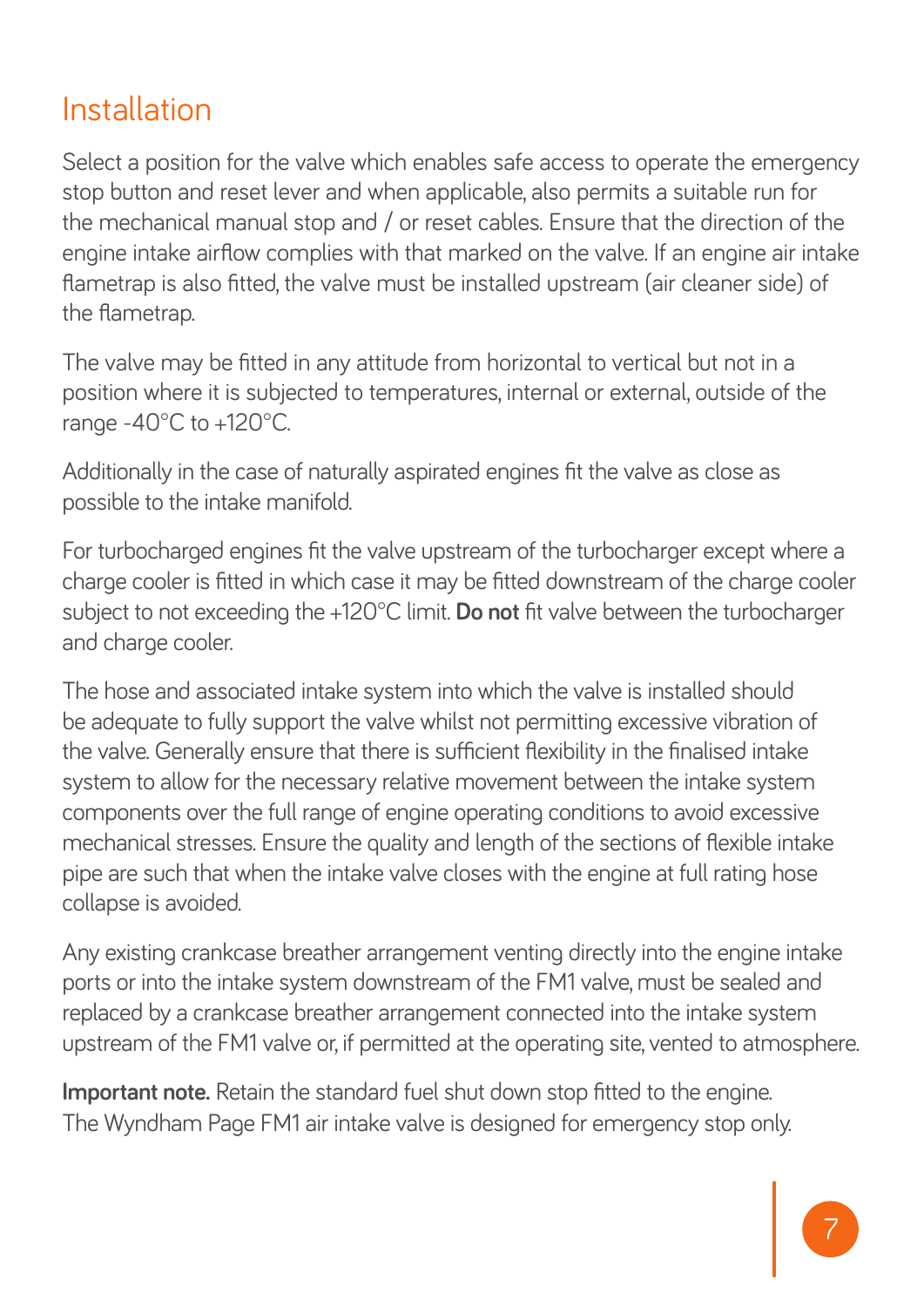## Installation

Select a position for the valve which enables safe access to operate the emergency stop button and reset lever and when applicable, also permits a suitable run for the mechanical manual stop and / or reset cables. Ensure that the direction of the engine intake airflow complies with that marked on the valve. If an engine air intake flametrap is also fitted, the valve must be installed upstream (air cleaner side) of the flametrap.

The valve may be fitted in any attitude from horizontal to vertical but not in a position where it is subjected to temperatures, internal or external, outside of the range -40°C to +120°C.

Additionally in the case of naturally aspirated engines fit the valve as close as possible to the intake manifold.

For turbocharged engines fit the valve upstream of the turbocharger except where a charge cooler is fitted in which case it may be fitted downstream of the charge cooler subject to not exceeding the +120°C limit. **Do not** fit valve between the turbocharger and charge cooler.

The hose and associated intake system into which the valve is installed should be adequate to fully support the valve whilst not permitting excessive vibration of the valve. Generally ensure that there is sufficient flexibility in the finalised intake system to allow for the necessary relative movement between the intake system components over the full range of engine operating conditions to avoid excessive mechanical stresses. Ensure the quality and length of the sections of flexible intake pipe are such that when the intake valve closes with the engine at full rating hose collapse is avoided.

Any existing crankcase breather arrangement venting directly into the engine intake ports or into the intake system downstream of the FM1 valve, must be sealed and replaced by a crankcase breather arrangement connected into the intake system upstream of the FM1 valve or, if permitted at the operating site, vented to atmosphere.

**Important note.** Retain the standard fuel shut down stop fitted to the engine. The Wyndham Page FM1 air intake valve is designed for emergency stop only.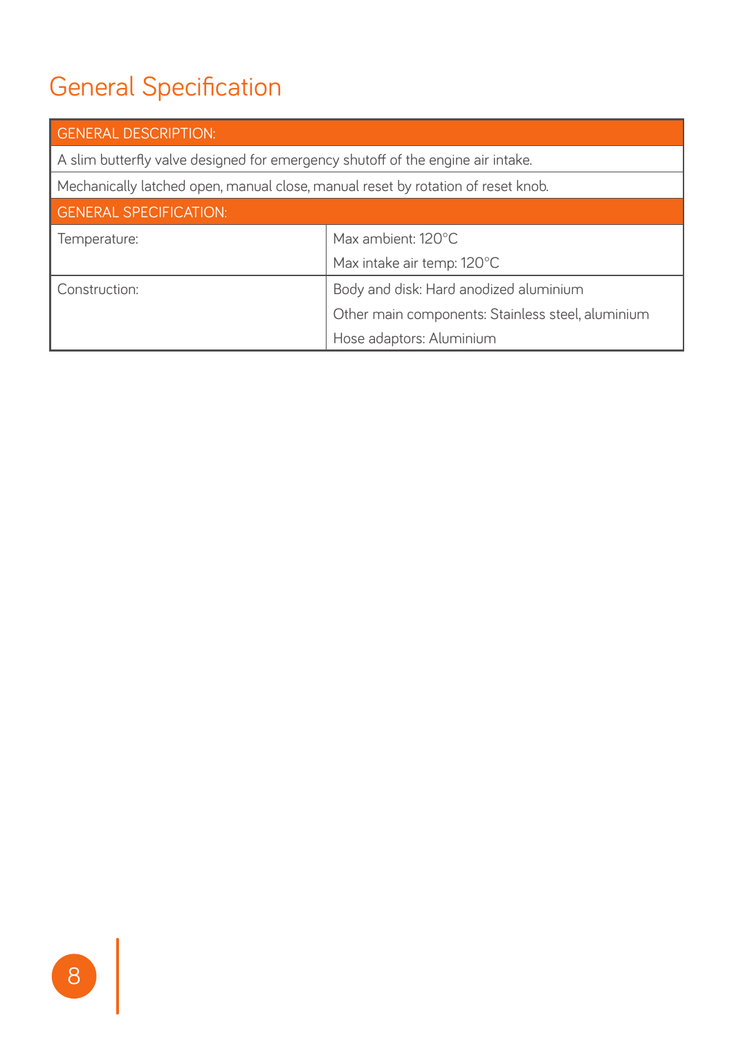# General Specification

| GENERAL DESCRIPTION: | |
|---|---|
| A slim butterfly valve designed for emergency shutoff of the engine air intake. | |
| Mechanically latched open, manual close, manual reset by rotation of reset knob. | |
| **GENERAL SPECIFICATION:** | |
| Temperature: | Max ambient: 120°C<br>Max intake air temp: 120°C |
| Construction: | Body and disk: Hard anodized aluminium<br>Other main components: Stainless steel, aluminium<br>Hose adaptors: Aluminium |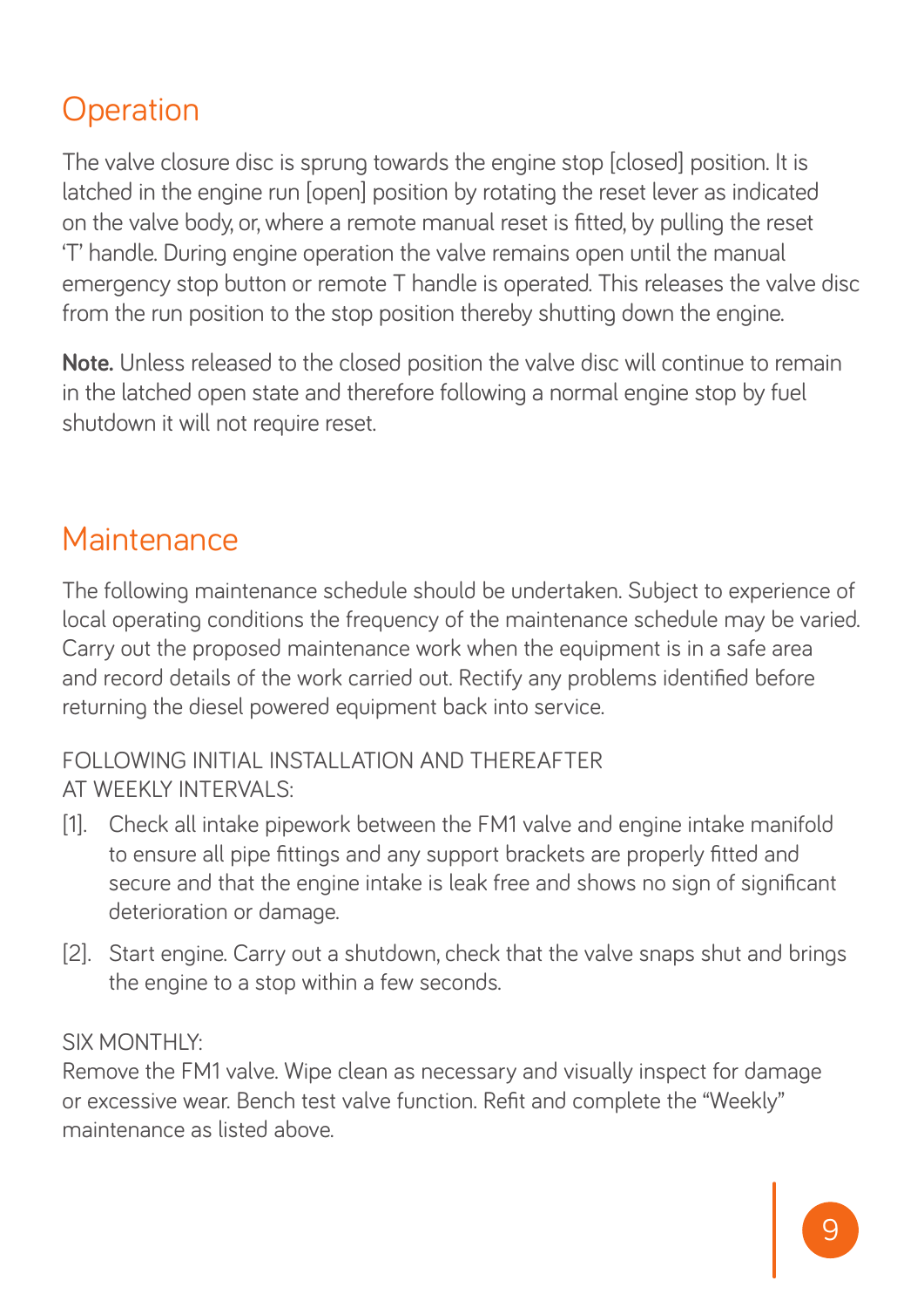## Operation

The valve closure disc is sprung towards the engine stop [closed] position. It is latched in the engine run [open] position by rotating the reset lever as indicated on the valve body, or, where a remote manual reset is fitted, by pulling the reset 'T' handle. During engine operation the valve remains open until the manual emergency stop button or remote T handle is operated. This releases the valve disc from the run position to the stop position thereby shutting down the engine.

**Note.** Unless released to the closed position the valve disc will continue to remain in the latched open state and therefore following a normal engine stop by fuel shutdown it will not require reset.

## Maintenance

The following maintenance schedule should be undertaken. Subject to experience of local operating conditions the frequency of the maintenance schedule may be varied. Carry out the proposed maintenance work when the equipment is in a safe area and record details of the work carried out. Rectify any problems identified before returning the diesel powered equipment back into service.

FOLLOWING INITIAL INSTALLATION AND THEREAFTER AT WEEKLY INTERVALS:

[1]. Check all intake pipework between the FM1 valve and engine intake manifold to ensure all pipe fittings and any support brackets are properly fitted and secure and that the engine intake is leak free and shows no sign of significant deterioration or damage.

[2]. Start engine. Carry out a shutdown, check that the valve snaps shut and brings the engine to a stop within a few seconds.

SIX MONTHLY:
Remove the FM1 valve. Wipe clean as necessary and visually inspect for damage or excessive wear. Bench test valve function. Refit and complete the "Weekly" maintenance as listed above.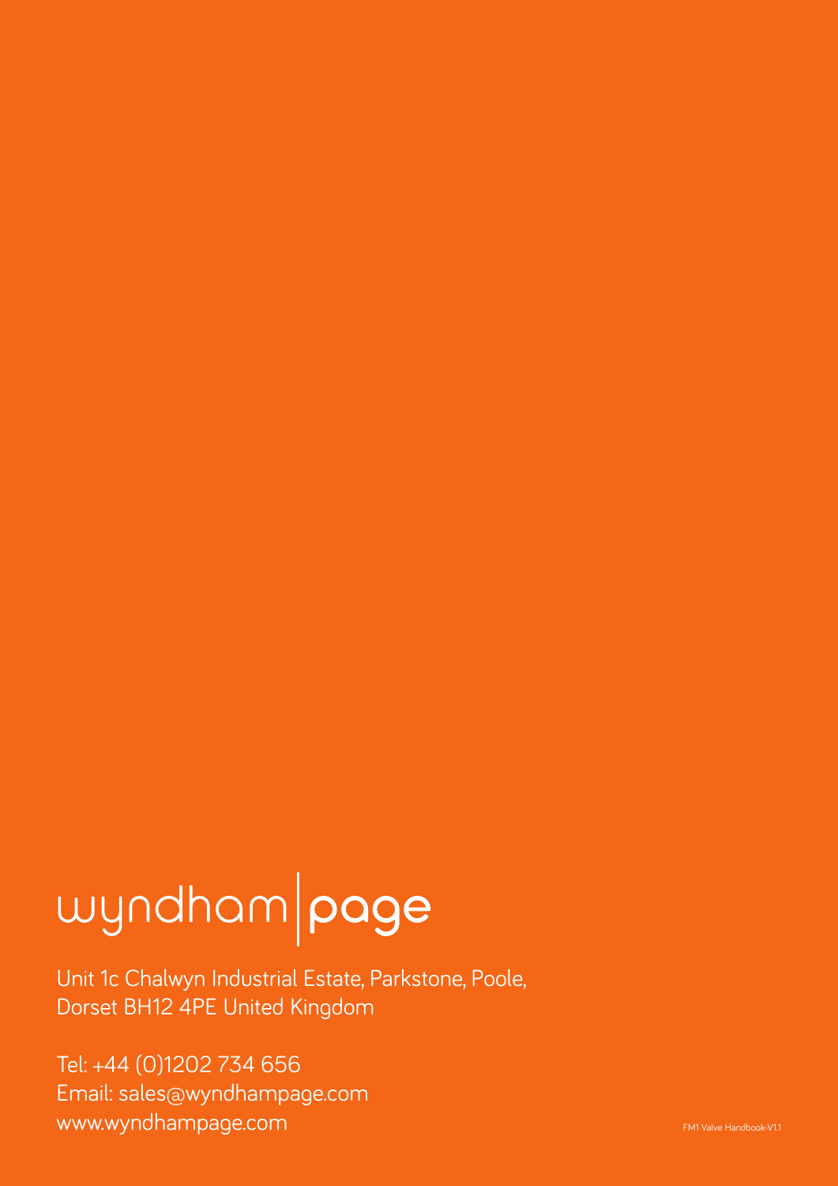wyndham | page

Unit 1c Chalwyn Industrial Estate, Parkstone, Poole,
Dorset BH12 4PE United Kingdom

Tel: +44 (0)1202 734 656
Email: sales@wyndhampage.com
www.wyndhampage.com

FM1 Valve Handbook-V1.1